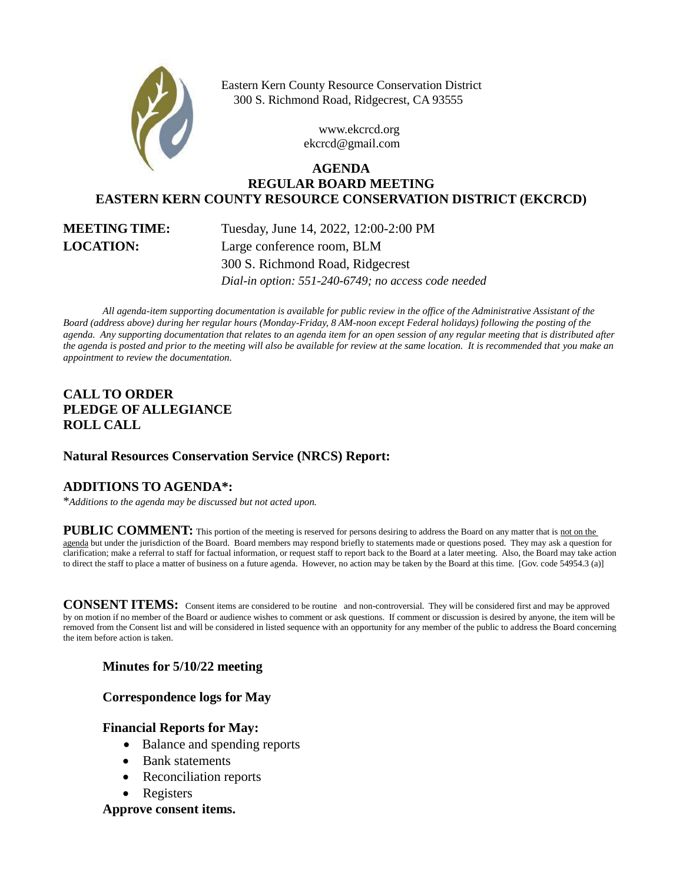Eastern Kern County Resource Conservation District
300 S. Richmond Road, Ridgecrest, CA 93555

www.ekcrcd.org
ekcrcd@gmail.com

# AGENDA
## REGULAR BOARD MEETING
## EASTERN KERN COUNTY RESOURCE CONSERVATION DISTRICT (EKCRCD)

**MEETING TIME:** Tuesday, June 14, 2022, 12:00-2:00 PM

**LOCATION:** Large conference room, BLM
300 S. Richmond Road, Ridgecrest
*Dial-in option: 551-240-6749; no access code needed*

*All agenda-item supporting documentation is available for public review in the office of the Administrative Assistant of the Board (address above) during her regular hours (Monday-Friday, 8 AM-noon except Federal holidays) following the posting of the agenda. Any supporting documentation that relates to an agenda item for an open session of any regular meeting that is distributed after the agenda is posted and prior to the meeting will also be available for review at the same location. It is recommended that you make an appointment to review the documentation.*

**CALL TO ORDER**
**PLEDGE OF ALLEGIANCE**
**ROLL CALL**

**Natural Resources Conservation Service (NRCS) Report:**

**ADDITIONS TO AGENDA*:**
**Additions to the agenda may be discussed but not acted upon.*

**PUBLIC COMMENT:** This portion of the meeting is reserved for persons desiring to address the Board on any matter that is not on the agenda but under the jurisdiction of the Board. Board members may respond briefly to statements made or questions posed. They may ask a question for clarification; make a referral to staff for factual information, or request staff to report back to the Board at a later meeting. Also, the Board may take action to direct the staff to place a matter of business on a future agenda. However, no action may be taken by the Board at this time. [Gov. code 54954.3 (a)]

**CONSENT ITEMS:** Consent items are considered to be routine and non-controversial. They will be considered first and may be approved by on motion if no member of the Board or audience wishes to comment or ask questions. If comment or discussion is desired by anyone, the item will be removed from the Consent list and will be considered in listed sequence with an opportunity for any member of the public to address the Board concerning the item before action is taken.

**Minutes for 5/10/22 meeting**

**Correspondence logs for May**

**Financial Reports for May:**

- Balance and spending reports
- Bank statements
- Reconciliation reports
- Registers

**Approve consent items.**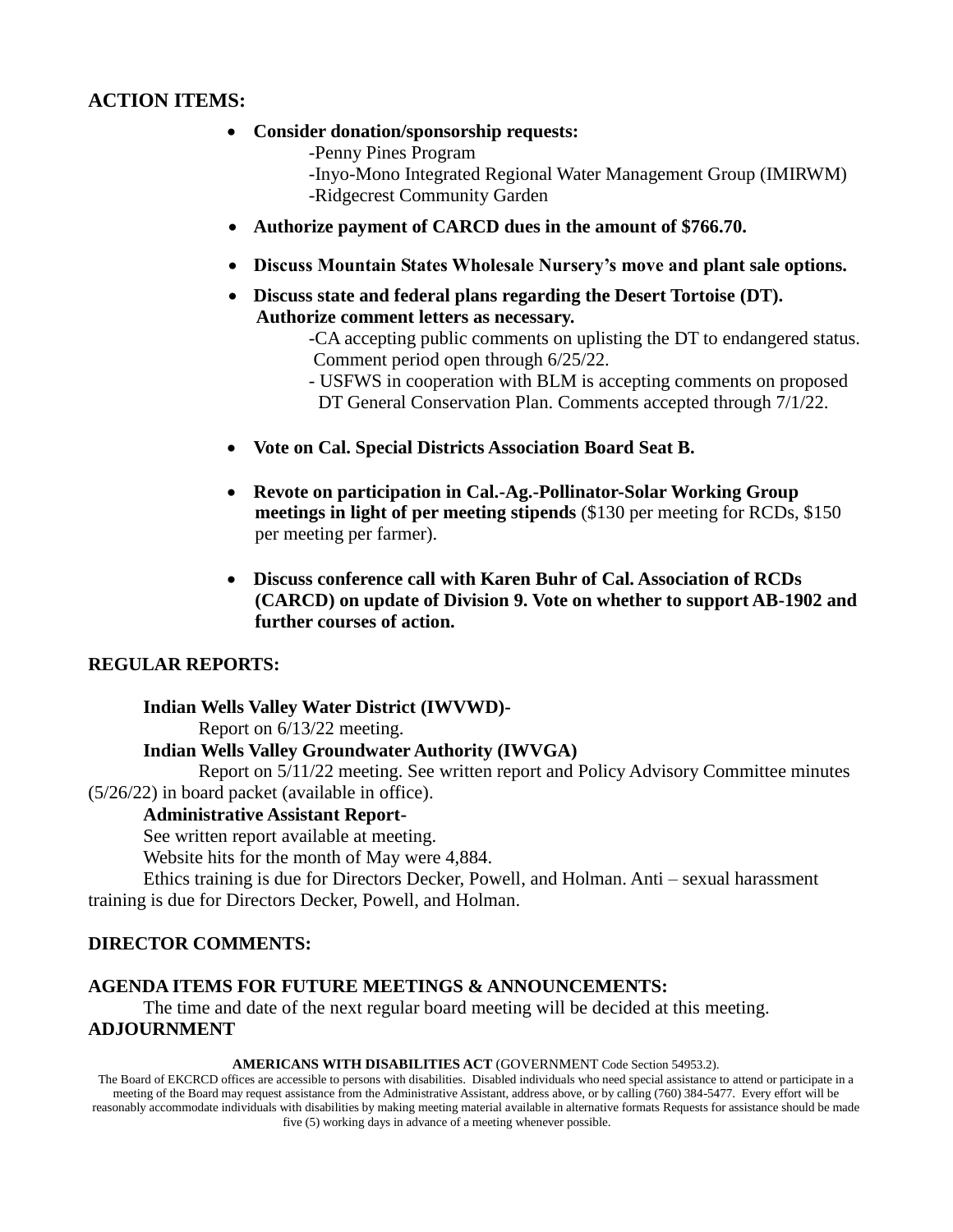## ACTION ITEMS:

- **Consider donation/sponsorship requests:**
  - -Penny Pines Program
  - -Inyo-Mono Integrated Regional Water Management Group (IMIRWM)
  - -Ridgecrest Community Garden
- **Authorize payment of CARCD dues in the amount of $766.70.**
- **Discuss Mountain States Wholesale Nursery's move and plant sale options.**
- **Discuss state and federal plans regarding the Desert Tortoise (DT). Authorize comment letters as necessary.**
  - -CA accepting public comments on uplisting the DT to endangered status. Comment period open through 6/25/22.
  - - USFWS in cooperation with BLM is accepting comments on proposed DT General Conservation Plan. Comments accepted through 7/1/22.
- **Vote on Cal. Special Districts Association Board Seat B.**
- **Revote on participation in Cal.-Ag.-Pollinator-Solar Working Group meetings in light of per meeting stipends** ($130 per meeting for RCDs, $150 per meeting per farmer).
- **Discuss conference call with Karen Buhr of Cal. Association of RCDs (CARCD) on update of Division 9. Vote on whether to support AB-1902 and further courses of action.**

## REGULAR REPORTS:

**Indian Wells Valley Water District (IWVWD)-**

Report on 6/13/22 meeting.

**Indian Wells Valley Groundwater Authority (IWVGA)**

Report on 5/11/22 meeting. See written report and Policy Advisory Committee minutes (5/26/22) in board packet (available in office).

**Administrative Assistant Report-**

See written report available at meeting.

Website hits for the month of May were 4,884.

Ethics training is due for Directors Decker, Powell, and Holman. Anti – sexual harassment training is due for Directors Decker, Powell, and Holman.

## DIRECTOR COMMENTS:

## AGENDA ITEMS FOR FUTURE MEETINGS & ANNOUNCEMENTS:

The time and date of the next regular board meeting will be decided at this meeting.

## ADJOURNMENT

**AMERICANS WITH DISABILITIES ACT** (GOVERNMENT Code Section 54953.2).

The Board of EKCRCD offices are accessible to persons with disabilities. Disabled individuals who need special assistance to attend or participate in a meeting of the Board may request assistance from the Administrative Assistant, address above, or by calling (760) 384-5477. Every effort will be reasonably accommodate individuals with disabilities by making meeting material available in alternative formats Requests for assistance should be made five (5) working days in advance of a meeting whenever possible.